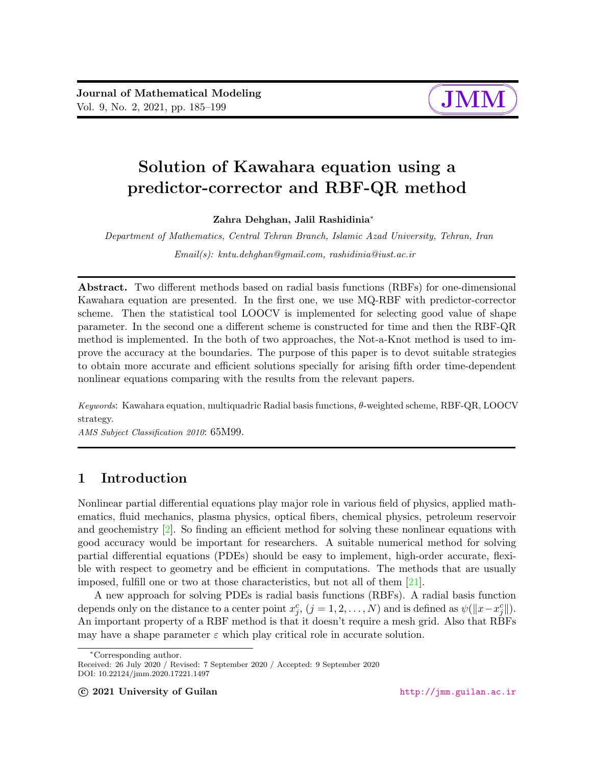# Solution of Kawahara equation using a predictor-corrector and RBF-QR method

**Zahra Dehghan, Jalil Rashidinia***

*Department of Mathematics, Central Tehran Branch, Islamic Azad University, Tehran, Iran*

*Email(s): kntu.dehghan@gmail.com, rashidinia@iust.ac.ir*

**Abstract.** Two different methods based on radial basis functions (RBFs) for one-dimensional Kawahara equation are presented. In the first one, we use MQ-RBF with predictor-corrector scheme. Then the statistical tool LOOCV is implemented for selecting good value of shape parameter. In the second one a different scheme is constructed for time and then the RBF-QR method is implemented. In the both of two approaches, the Not-a-Knot method is used to improve the accuracy at the boundaries. The purpose of this paper is to devot suitable strategies to obtain more accurate and efficient solutions specially for arising fifth order time-dependent nonlinear equations comparing with the results from the relevant papers.

*Keywords*: Kawahara equation, multiquadric Radial basis functions, $\theta$-weighted scheme, RBF-QR, LOOCV strategy.

*AMS Subject Classification 2010*: 65M99.

## 1 Introduction

Nonlinear partial differential equations play major role in various field of physics, applied mathematics, fluid mechanics, plasma physics, optical fibers, chemical physics, petroleum reservoir and geochemistry [2]. So finding an efficient method for solving these nonlinear equations with good accuracy would be important for researchers. A suitable numerical method for solving partial differential equations (PDEs) should be easy to implement, high-order accurate, flexible with respect to geometry and be efficient in computations. The methods that are usually imposed, fulfill one or two at those characteristics, but not all of them [21].

A new approach for solving PDEs is radial basis functions (RBFs). A radial basis function depends only on the distance to a center point $x_j^c$, $(j = 1, 2, \ldots, N)$ and is defined as $\psi(\|x - x_j^c\|)$. An important property of a RBF method is that it doesn't require a mesh grid. Also that RBFs may have a shape parameter $\varepsilon$ which play critical role in accurate solution.

*Corresponding author.

Received: 26 July 2020 / Revised: 7 September 2020 / Accepted: 9 September 2020

DOI: 10.22124/jmm.2020.17221.1497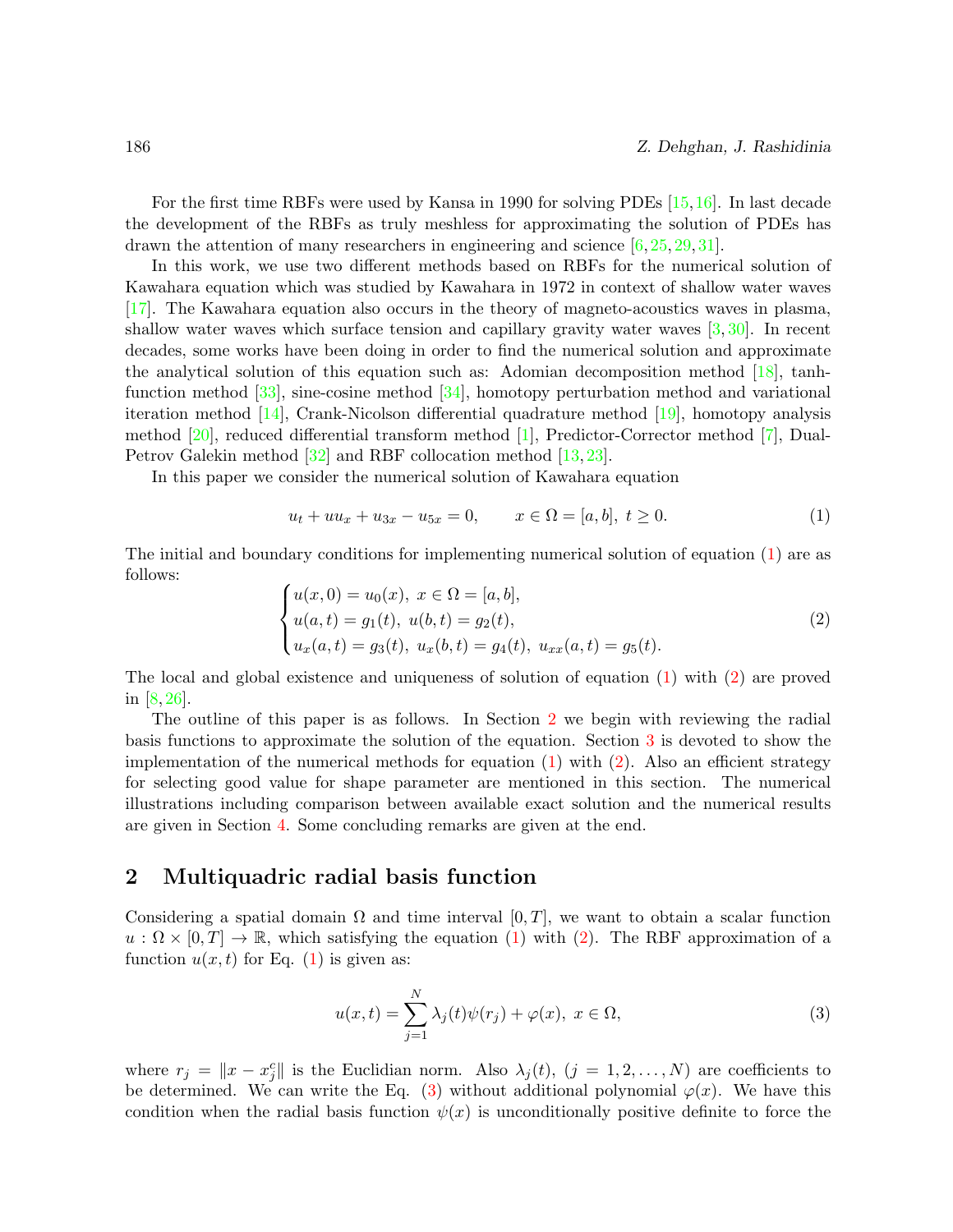For the first time RBFs were used by Kansa in 1990 for solving PDEs [15,16]. In last decade the development of the RBFs as truly meshless for approximating the solution of PDEs has drawn the attention of many researchers in engineering and science [6,25,29,31].

In this work, we use two different methods based on RBFs for the numerical solution of Kawahara equation which was studied by Kawahara in 1972 in context of shallow water waves [17]. The Kawahara equation also occurs in the theory of magneto-acoustics waves in plasma, shallow water waves which surface tension and capillary gravity water waves [3,30]. In recent decades, some works have been doing in order to find the numerical solution and approximate the analytical solution of this equation such as: Adomian decomposition method [18], tanh-function method [33], sine-cosine method [34], homotopy perturbation method and variational iteration method [14], Crank-Nicolson differential quadrature method [19], homotopy analysis method [20], reduced differential transform method [1], Predictor-Corrector method [7], Dual-Petrov Galekin method [32] and RBF collocation method [13,23].

In this paper we consider the numerical solution of Kawahara equation

$$u_t + uu_x + u_{3x} - u_{5x} = 0, \qquad x \in \Omega = [a,b],\ t \geq 0. \tag{1}$$

The initial and boundary conditions for implementing numerical solution of equation (1) are as follows:

$$\begin{cases} u(x,0) = u_0(x),\ x \in \Omega = [a,b], \\ u(a,t) = g_1(t),\ u(b,t) = g_2(t), \\ u_x(a,t) = g_3(t),\ u_x(b,t) = g_4(t),\ u_{xx}(a,t) = g_5(t). \end{cases} \tag{2}$$

The local and global existence and uniqueness of solution of equation (1) with (2) are proved in [8,26].

The outline of this paper is as follows. In Section 2 we begin with reviewing the radial basis functions to approximate the solution of the equation. Section 3 is devoted to show the implementation of the numerical methods for equation (1) with (2). Also an efficient strategy for selecting good value for shape parameter are mentioned in this section. The numerical illustrations including comparison between available exact solution and the numerical results are given in Section 4. Some concluding remarks are given at the end.

## 2 Multiquadric radial basis function

Considering a spatial domain $\Omega$ and time interval $[0,T]$, we want to obtain a scalar function $u : \Omega \times [0,T] \to \mathbb{R}$, which satisfying the equation (1) with (2). The RBF approximation of a function $u(x,t)$ for Eq. (1) is given as:

$$u(x,t) = \sum_{j=1}^{N} \lambda_j(t)\psi(r_j) + \varphi(x),\ x \in \Omega, \tag{3}$$

where $r_j = \|x - x_j^c\|$ is the Euclidian norm. Also $\lambda_j(t)$, $(j = 1,2,\ldots,N)$ are coefficients to be determined. We can write the Eq. (3) without additional polynomial $\varphi(x)$. We have this condition when the radial basis function $\psi(x)$ is unconditionally positive definite to force the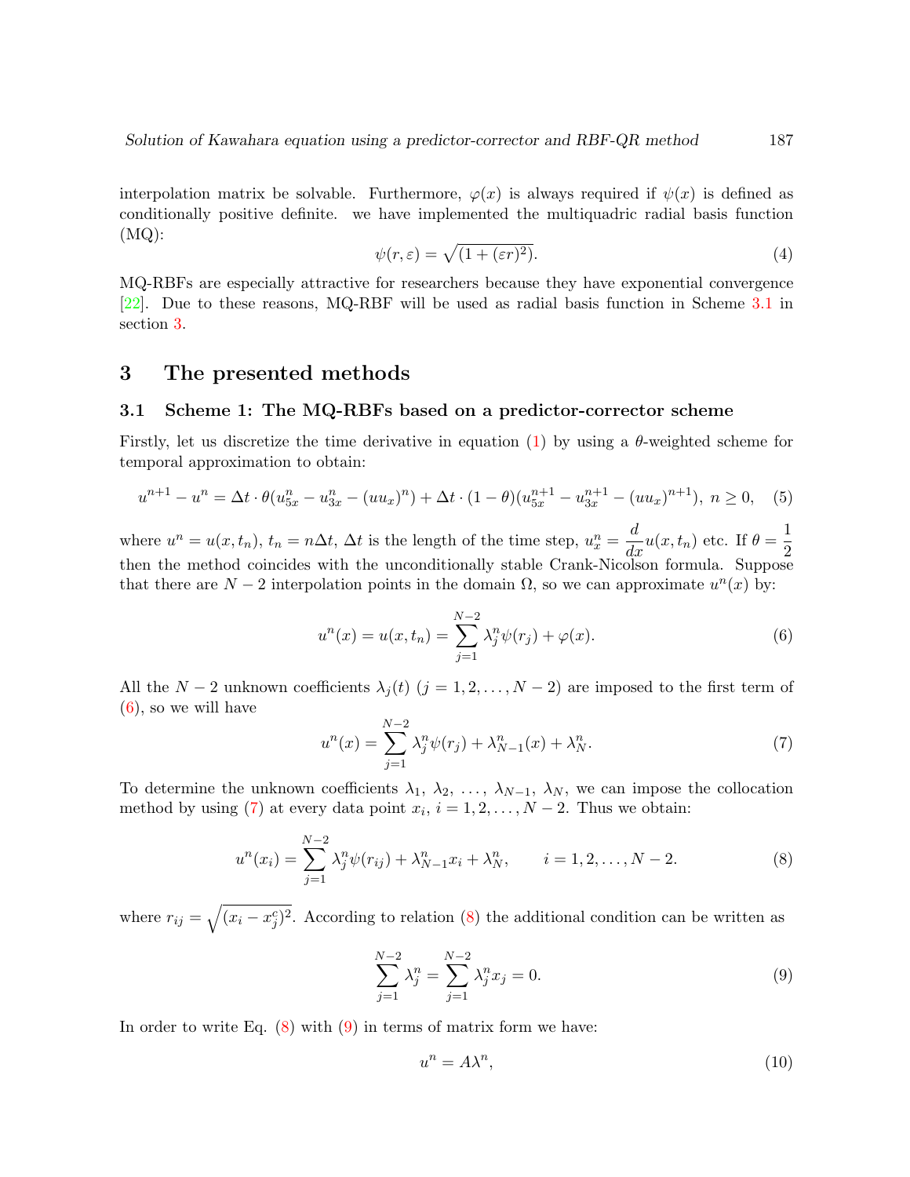interpolation matrix be solvable. Furthermore, $\varphi(x)$ is always required if $\psi(x)$ is defined as conditionally positive definite. we have implemented the multiquadric radial basis function (MQ):

$$\psi(r, \varepsilon) = \sqrt{(1 + (\varepsilon r)^2)}. \tag{4}$$

MQ-RBFs are especially attractive for researchers because they have exponential convergence [22]. Due to these reasons, MQ-RBF will be used as radial basis function in Scheme 3.1 in section 3.

## 3 The presented methods

### 3.1 Scheme 1: The MQ-RBFs based on a predictor-corrector scheme

Firstly, let us discretize the time derivative in equation (1) by using a $\theta$-weighted scheme for temporal approximation to obtain:

$$u^{n+1} - u^n = \Delta t \cdot \theta(u^n_{5x} - u^n_{3x} - (uu_x)^n) + \Delta t \cdot (1-\theta)(u^{n+1}_{5x} - u^{n+1}_{3x} - (uu_x)^{n+1}),\ n \geq 0, \tag{5}$$

where $u^n = u(x, t_n)$, $t_n = n\Delta t$, $\Delta t$ is the length of the time step, $u^n_x = \dfrac{d}{dx}u(x, t_n)$ etc. If $\theta = \dfrac{1}{2}$ then the method coincides with the unconditionally stable Crank-Nicolson formula. Suppose that there are $N-2$ interpolation points in the domain $\Omega$, so we can approximate $u^n(x)$ by:

$$u^n(x) = u(x, t_n) = \sum_{j=1}^{N-2} \lambda^n_j \psi(r_j) + \varphi(x). \tag{6}$$

All the $N-2$ unknown coefficients $\lambda_j(t)$ $(j = 1, 2, \ldots, N-2)$ are imposed to the first term of (6), so we will have

$$u^n(x) = \sum_{j=1}^{N-2} \lambda^n_j \psi(r_j) + \lambda^n_{N-1}(x) + \lambda^n_N. \tag{7}$$

To determine the unknown coefficients $\lambda_1,\ \lambda_2,\ \ldots,\ \lambda_{N-1},\ \lambda_N$, we can impose the collocation method by using (7) at every data point $x_i$, $i = 1, 2, \ldots, N-2$. Thus we obtain:

$$u^n(x_i) = \sum_{j=1}^{N-2} \lambda^n_j \psi(r_{ij}) + \lambda^n_{N-1} x_i + \lambda^n_N, \qquad i = 1, 2, \ldots, N-2. \tag{8}$$

where $r_{ij} = \sqrt{(x_i - x^c_j)^2}$. According to relation (8) the additional condition can be written as

$$\sum_{j=1}^{N-2} \lambda^n_j = \sum_{j=1}^{N-2} \lambda^n_j x_j = 0. \tag{9}$$

In order to write Eq. (8) with (9) in terms of matrix form we have:

$$u^n = A\lambda^n, \tag{10}$$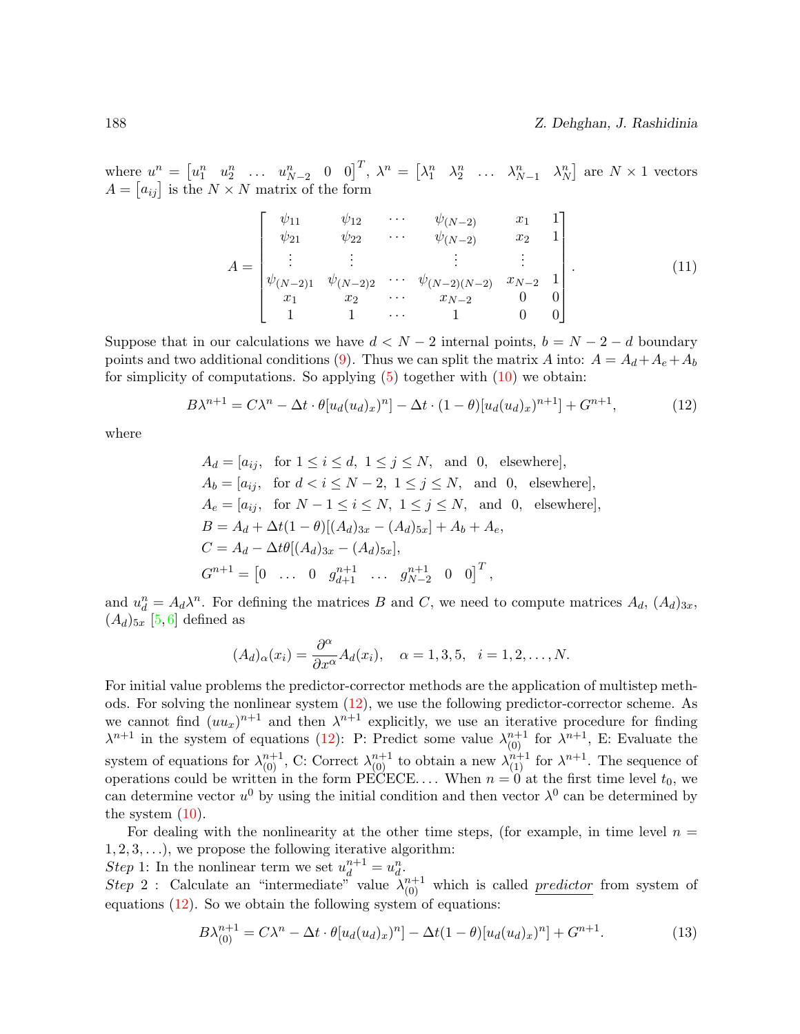where $u^n = \begin{bmatrix} u_1^n & u_2^n & \dots & u_{N-2}^n & 0 & 0 \end{bmatrix}^T$, $\lambda^n = \begin{bmatrix} \lambda_1^n & \lambda_2^n & \dots & \lambda_{N-1}^n & \lambda_N^n \end{bmatrix}$ are $N \times 1$ vectors $A = \begin{bmatrix} a_{ij} \end{bmatrix}$ is the $N \times N$ matrix of the form

$$A = \begin{bmatrix} \psi_{11} & \psi_{12} & \cdots & \psi_{(N-2)} & x_1 & 1 \\ \psi_{21} & \psi_{22} & \cdots & \psi_{(N-2)} & x_2 & 1 \\ \vdots & \vdots & & \vdots & \vdots & \\ \psi_{(N-2)1} & \psi_{(N-2)2} & \cdots & \psi_{(N-2)(N-2)} & x_{N-2} & 1 \\ x_1 & x_2 & \cdots & x_{N-2} & 0 & 0 \\ 1 & 1 & \cdots & 1 & 0 & 0 \end{bmatrix}. \tag{11}$$

Suppose that in our calculations we have $d < N-2$ internal points, $b = N-2-d$ boundary points and two additional conditions (9). Thus we can split the matrix $A$ into: $A = A_d + A_e + A_b$ for simplicity of computations. So applying (5) together with (10) we obtain:

$$B\lambda^{n+1} = C\lambda^n - \Delta t \cdot \theta[u_d(u_d)_x)^n] - \Delta t \cdot (1-\theta)[u_d(u_d)_x)^{n+1}] + G^{n+1}, \tag{12}$$

where

$$\begin{aligned}
&A_d = [a_{ij}, \ \text{ for } 1 \le i \le d, \ 1 \le j \le N, \ \text{ and } \ 0, \ \text{ elsewhere}], \\
&A_b = [a_{ij}, \ \text{ for } d < i \le N-2, \ 1 \le j \le N, \ \text{ and } \ 0, \ \text{ elsewhere}], \\
&A_e = [a_{ij}, \ \text{ for } N-1 \le i \le N, \ 1 \le j \le N, \ \text{ and } \ 0, \ \text{ elsewhere}], \\
&B = A_d + \Delta t(1-\theta)[(A_d)_{3x} - (A_d)_{5x}] + A_b + A_e, \\
&C = A_d - \Delta t\theta[(A_d)_{3x} - (A_d)_{5x}], \\
&G^{n+1} = \begin{bmatrix} 0 & \dots & 0 & g_{d+1}^{n+1} & \dots & g_{N-2}^{n+1} & 0 & 0 \end{bmatrix}^T,
\end{aligned}$$

and $u_d^n = A_d \lambda^n$. For defining the matrices $B$ and $C$, we need to compute matrices $A_d$, $(A_d)_{3x}$, $(A_d)_{5x}$ [5, 6] defined as

$$(A_d)_\alpha(x_i) = \frac{\partial^\alpha}{\partial x^\alpha} A_d(x_i), \quad \alpha = 1, 3, 5, \quad i = 1, 2, \dots, N.$$

For initial value problems the predictor-corrector methods are the application of multistep methods. For solving the nonlinear system (12), we use the following predictor-corrector scheme. As we cannot find $(uu_x)^{n+1}$ and then $\lambda^{n+1}$ explicitly, we use an iterative procedure for finding $\lambda^{n+1}$ in the system of equations (12): P: Predict some value $\lambda_{(0)}^{n+1}$ for $\lambda^{n+1}$, E: Evaluate the system of equations for $\lambda_{(0)}^{n+1}$, C: Correct $\lambda_{(0)}^{n+1}$ to obtain a new $\lambda_{(1)}^{n+1}$ for $\lambda^{n+1}$. The sequence of operations could be written in the form PECECE.... When $n = 0$ at the first time level $t_0$, we can determine vector $u^0$ by using the initial condition and then vector $\lambda^0$ can be determined by the system (10).

For dealing with the nonlinearity at the other time steps, (for example, in time level $n = 1, 2, 3, \dots$), we propose the following iterative algorithm:

*Step* 1: In the nonlinear term we set $u_d^{n+1} = u_d^n$.

*Step* 2 : Calculate an "intermediate" value $\lambda_{(0)}^{n+1}$ which is called <u>*predictor*</u> from system of equations (12). So we obtain the following system of equations:

$$B\lambda_{(0)}^{n+1} = C\lambda^n - \Delta t \cdot \theta[u_d(u_d)_x)^n] - \Delta t(1-\theta)[u_d(u_d)_x)^n] + G^{n+1}. \tag{13}$$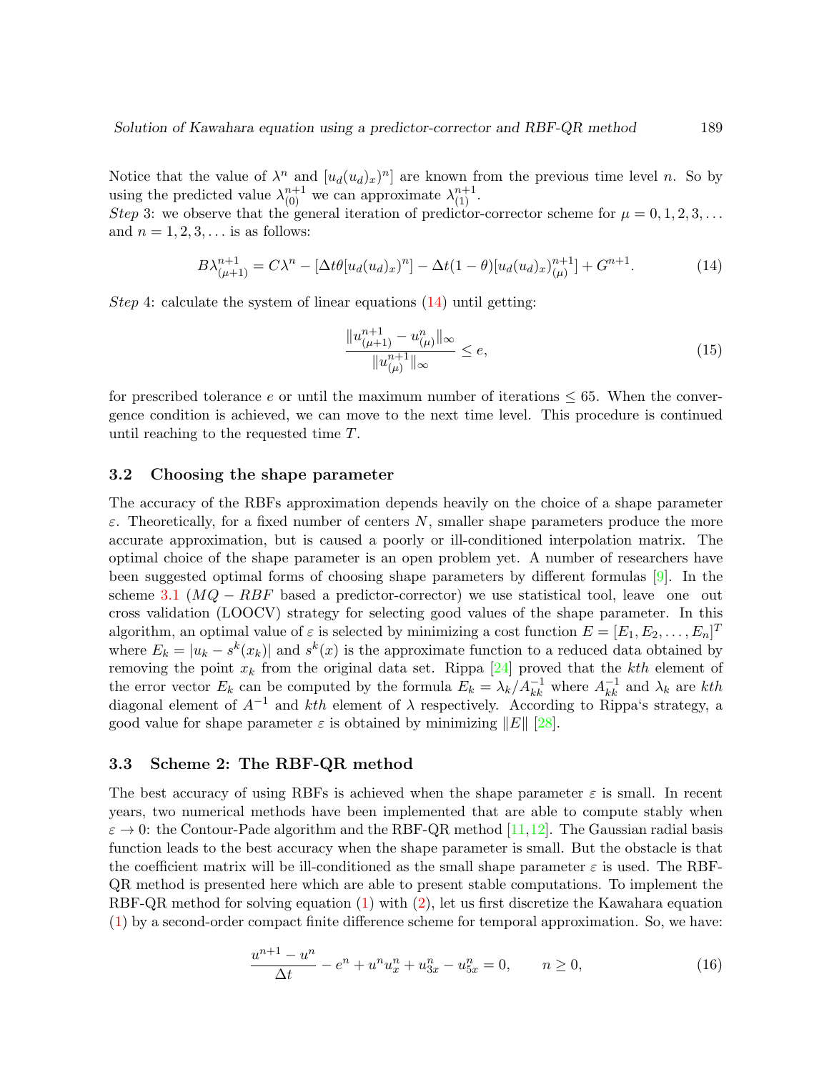Notice that the value of $\lambda^n$ and $[u_d(u_d)_x)^n]$ are known from the previous time level $n$. So by using the predicted value $\lambda^{n+1}_{(0)}$ we can approximate $\lambda^{n+1}_{(1)}$.

*Step* 3: we observe that the general iteration of predictor-corrector scheme for $\mu = 0, 1, 2, 3, \ldots$ and $n = 1, 2, 3, \ldots$ is as follows:

$$B\lambda^{n+1}_{(\mu+1)} = C\lambda^n - [\Delta t\theta[u_d(u_d)_x)^n] - \Delta t(1-\theta)[u_d(u_d)_x)^{n+1}_{(\mu)}] + G^{n+1}. \tag{14}$$

*Step* 4: calculate the system of linear equations (14) until getting:

$$\frac{\|u^{n+1}_{(\mu+1)} - u^n_{(\mu)}\|_\infty}{\|u^{n+1}_{(\mu)}\|_\infty} \leq e, \tag{15}$$

for prescribed tolerance $e$ or until the maximum number of iterations $\leq 65$. When the convergence condition is achieved, we can move to the next time level. This procedure is continued until reaching to the requested time $T$.

### 3.2 Choosing the shape parameter

The accuracy of the RBFs approximation depends heavily on the choice of a shape parameter $\varepsilon$. Theoretically, for a fixed number of centers $N$, smaller shape parameters produce the more accurate approximation, but is caused a poorly or ill-conditioned interpolation matrix. The optimal choice of the shape parameter is an open problem yet. A number of researchers have been suggested optimal forms of choosing shape parameters by different formulas [9]. In the scheme 3.1 ($MQ - RBF$ based a predictor-corrector) we use statistical tool, leave one out cross validation (LOOCV) strategy for selecting good values of the shape parameter. In this algorithm, an optimal value of $\varepsilon$ is selected by minimizing a cost function $E = [E_1, E_2, \ldots, E_n]^T$ where $E_k = |u_k - s^k(x_k)|$ and $s^k(x)$ is the approximate function to a reduced data obtained by removing the point $x_k$ from the original data set. Rippa [24] proved that the $kth$ element of the error vector $E_k$ can be computed by the formula $E_k = \lambda_k / A^{-1}_{kk}$ where $A^{-1}_{kk}$ and $\lambda_k$ are $kth$ diagonal element of $A^{-1}$ and $kth$ element of $\lambda$ respectively. According to Rippa's strategy, a good value for shape parameter $\varepsilon$ is obtained by minimizing $\|E\|$ [28].

### 3.3 Scheme 2: The RBF-QR method

The best accuracy of using RBFs is achieved when the shape parameter $\varepsilon$ is small. In recent years, two numerical methods have been implemented that are able to compute stably when $\varepsilon \to 0$: the Contour-Pade algorithm and the RBF-QR method [11,12]. The Gaussian radial basis function leads to the best accuracy when the shape parameter is small. But the obstacle is that the coefficient matrix will be ill-conditioned as the small shape parameter $\varepsilon$ is used. The RBF-QR method is presented here which are able to present stable computations. To implement the RBF-QR method for solving equation (1) with (2), let us first discretize the Kawahara equation (1) by a second-order compact finite difference scheme for temporal approximation. So, we have:

$$\frac{u^{n+1} - u^n}{\Delta t} - e^n + u^n u^n_x + u^n_{3x} - u^n_{5x} = 0, \qquad n \geq 0, \tag{16}$$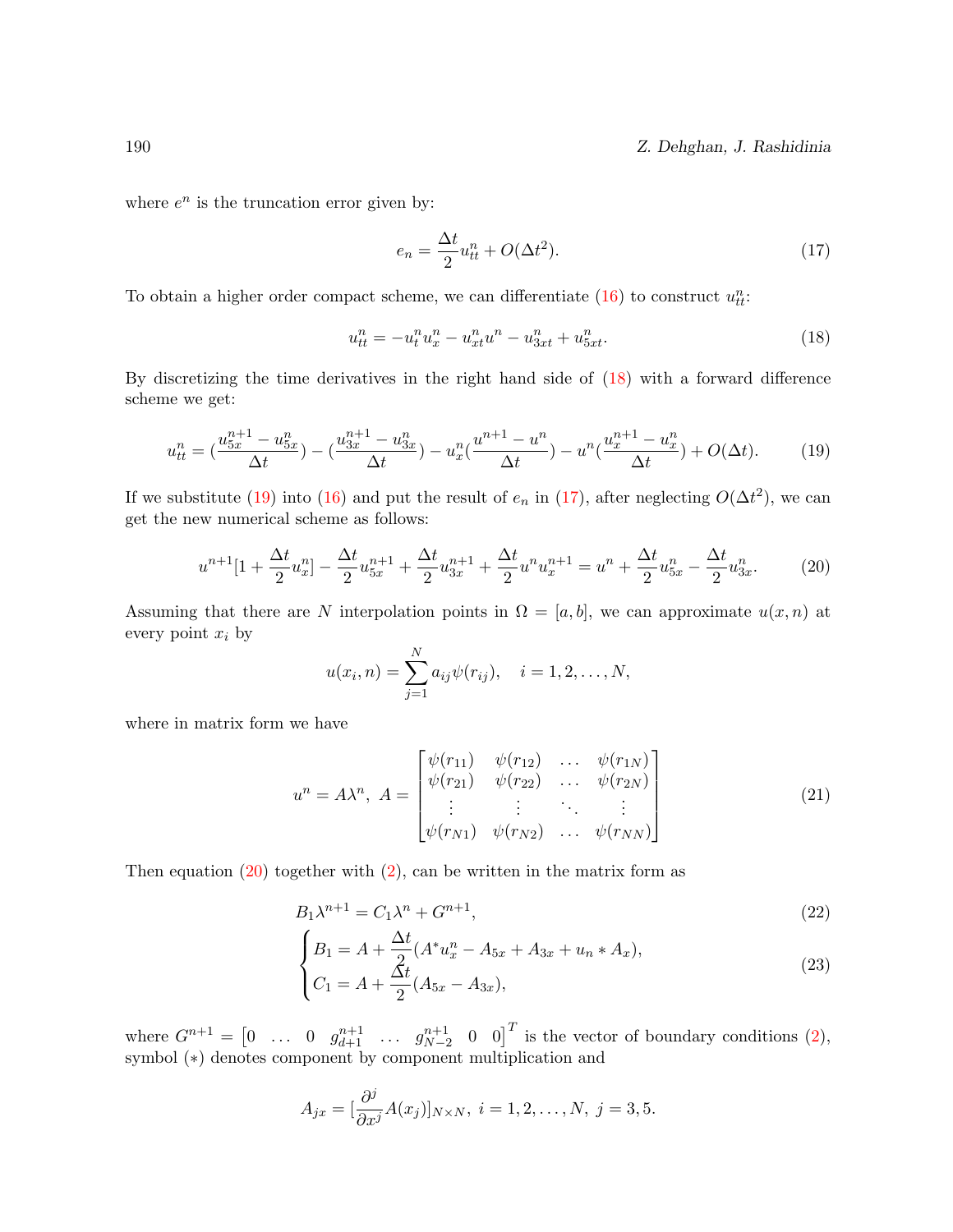where $e^n$ is the truncation error given by:

$$e_n = \frac{\Delta t}{2} u_{tt}^n + O(\Delta t^2). \tag{17}$$

To obtain a higher order compact scheme, we can differentiate (16) to construct $u_{tt}^n$:

$$u_{tt}^n = -u_t^n u_x^n - u_{xt}^n u^n - u_{3xt}^n + u_{5xt}^n. \tag{18}$$

By discretizing the time derivatives in the right hand side of (18) with a forward difference scheme we get:

$$u_{tt}^n = (\frac{u_{5x}^{n+1} - u_{5x}^n}{\Delta t}) - (\frac{u_{3x}^{n+1} - u_{3x}^n}{\Delta t}) - u_x^n(\frac{u^{n+1} - u^n}{\Delta t}) - u^n(\frac{u_x^{n+1} - u_x^n}{\Delta t}) + O(\Delta t). \tag{19}$$

If we substitute (19) into (16) and put the result of $e_n$ in (17), after neglecting $O(\Delta t^2)$, we can get the new numerical scheme as follows:

$$u^{n+1}[1 + \frac{\Delta t}{2} u_x^n] - \frac{\Delta t}{2} u_{5x}^{n+1} + \frac{\Delta t}{2} u_{3x}^{n+1} + \frac{\Delta t}{2} u^n u_x^{n+1} = u^n + \frac{\Delta t}{2} u_{5x}^n - \frac{\Delta t}{2} u_{3x}^n. \tag{20}$$

Assuming that there are $N$ interpolation points in $\Omega = [a, b]$, we can approximate $u(x, n)$ at every point $x_i$ by

$$u(x_i, n) = \sum_{j=1}^{N} a_{ij} \psi(r_{ij}), \quad i = 1, 2, \ldots, N,$$

where in matrix form we have

$$u^n = A\lambda^n, \ A = \begin{bmatrix} \psi(r_{11}) & \psi(r_{12}) & \ldots & \psi(r_{1N}) \\ \psi(r_{21}) & \psi(r_{22}) & \ldots & \psi(r_{2N}) \\ \vdots & \vdots & \ddots & \vdots \\ \psi(r_{N1}) & \psi(r_{N2}) & \ldots & \psi(r_{NN}) \end{bmatrix} \tag{21}$$

Then equation (20) together with (2), can be written in the matrix form as

$$B_1 \lambda^{n+1} = C_1 \lambda^n + G^{n+1}, \tag{22}$$

$$\begin{cases} B_1 = A + \dfrac{\Delta t}{2}(A^* u_x^n - A_{5x} + A_{3x} + u_n * A_x), \\ C_1 = A + \dfrac{\Delta t}{2}(A_{5x} - A_{3x}), \end{cases} \tag{23}$$

where $G^{n+1} = \begin{bmatrix} 0 & \ldots & 0 & g_{d+1}^{n+1} & \ldots & g_{N-2}^{n+1} & 0 & 0 \end{bmatrix}^T$ is the vector of boundary conditions (2), symbol $(*)$ denotes component by component multiplication and

$$A_{jx} = [\frac{\partial^j}{\partial x^j} A(x_j)]_{N \times N}, \ i = 1, 2, \ldots, N, \ j = 3, 5.$$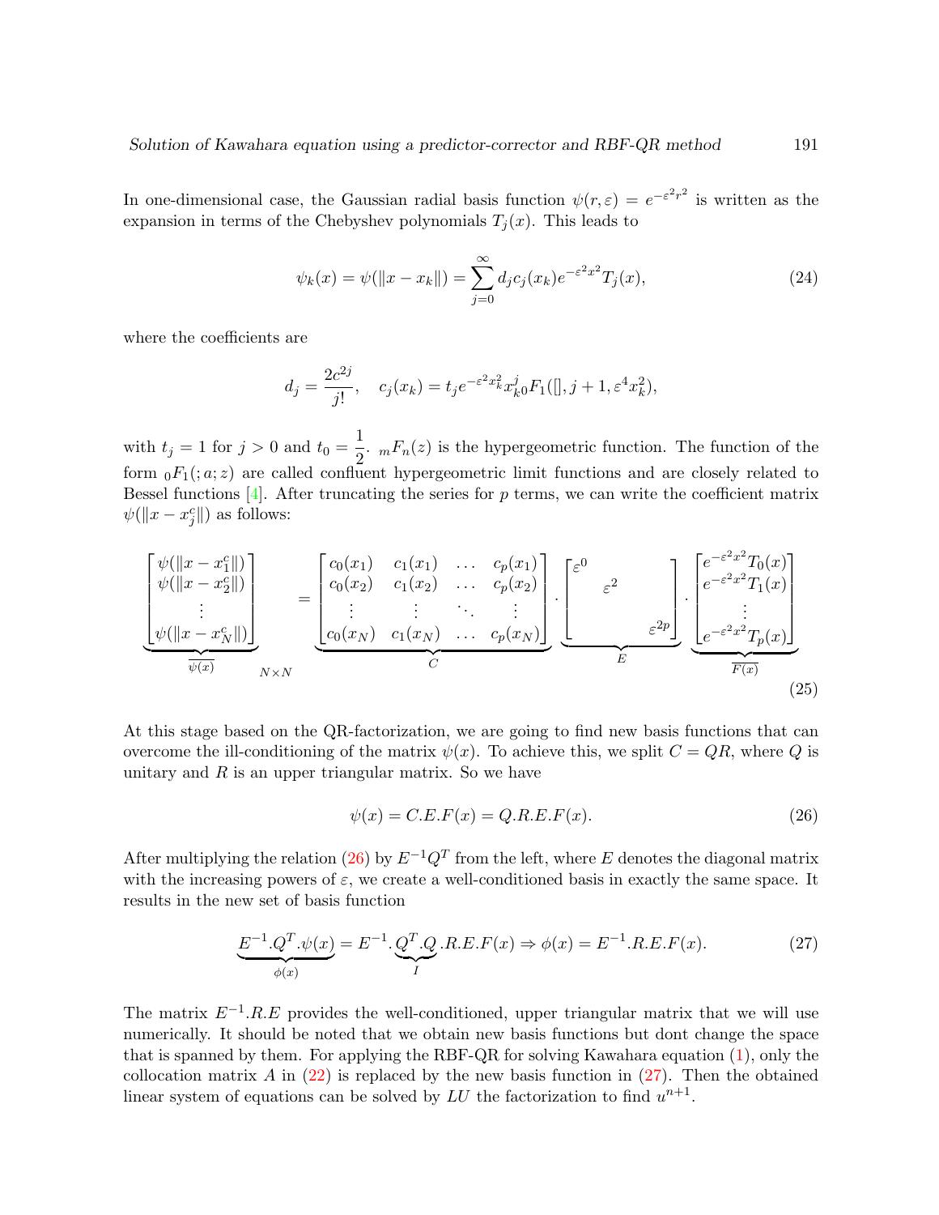In one-dimensional case, the Gaussian radial basis function $\psi(r, \varepsilon) = e^{-\varepsilon^2 r^2}$ is written as the expansion in terms of the Chebyshev polynomials $T_j(x)$. This leads to

$$\psi_k(x) = \psi(\|x - x_k\|) = \sum_{j=0}^{\infty} d_j c_j(x_k) e^{-\varepsilon^2 x^2} T_j(x), \tag{24}$$

where the coefficients are

$$d_j = \frac{2c^{2j}}{j!}, \quad c_j(x_k) = t_j e^{-\varepsilon^2 x_k^2} x_k^j {}_0F_1([], j+1, \varepsilon^4 x_k^2),$$

with $t_j = 1$ for $j > 0$ and $t_0 = \dfrac{1}{2}$. ${}_mF_n(z)$ is the hypergeometric function. The function of the form ${}_0F_1(;a;z)$ are called confluent hypergeometric limit functions and are closely related to Bessel functions [4]. After truncating the series for $p$ terms, we can write the coefficient matrix $\psi(\|x - x_j^c\|)$ as follows:

$$\underbrace{\begin{bmatrix} \psi(\|x - x_1^c\|) \\ \psi(\|x - x_2^c\|) \\ \vdots \\ \psi(\|x - x_N^c\|) \end{bmatrix}}_{\psi(x)}{}_{N\times N} = \underbrace{\begin{bmatrix} c_0(x_1) & c_1(x_1) & \dots & c_p(x_1) \\ c_0(x_2) & c_1(x_2) & \dots & c_p(x_2) \\ \vdots & \vdots & \ddots & \vdots \\ c_0(x_N) & c_1(x_N) & \dots & c_p(x_N) \end{bmatrix}}_{C} \cdot \underbrace{\begin{bmatrix} \varepsilon^0 & & \\ & \varepsilon^2 & \\ & & \ddots \\ & & & \varepsilon^{2p} \end{bmatrix}}_{E} \cdot \underbrace{\begin{bmatrix} e^{-\varepsilon^2 x^2} T_0(x) \\ e^{-\varepsilon^2 x^2} T_1(x) \\ \vdots \\ e^{-\varepsilon^2 x^2} T_p(x) \end{bmatrix}}_{F(x)} \tag{25}$$

At this stage based on the QR-factorization, we are going to find new basis functions that can overcome the ill-conditioning of the matrix $\psi(x)$. To achieve this, we split $C = QR$, where $Q$ is unitary and $R$ is an upper triangular matrix. So we have

$$\psi(x) = C.E.F(x) = Q.R.E.F(x). \tag{26}$$

After multiplying the relation (26) by $E^{-1}Q^T$ from the left, where $E$ denotes the diagonal matrix with the increasing powers of $\varepsilon$, we create a well-conditioned basis in exactly the same space. It results in the new set of basis function

$$\underbrace{E^{-1}.Q^T.\psi(x)}_{\phi(x)} = E^{-1}.\underbrace{Q^T.Q}_{I}.R.E.F(x) \Rightarrow \phi(x) = E^{-1}.R.E.F(x). \tag{27}$$

The matrix $E^{-1}.R.E$ provides the well-conditioned, upper triangular matrix that we will use numerically. It should be noted that we obtain new basis functions but dont change the space that is spanned by them. For applying the RBF-QR for solving Kawahara equation (1), only the collocation matrix $A$ in (22) is replaced by the new basis function in (27). Then the obtained linear system of equations can be solved by $LU$ the factorization to find $u^{n+1}$.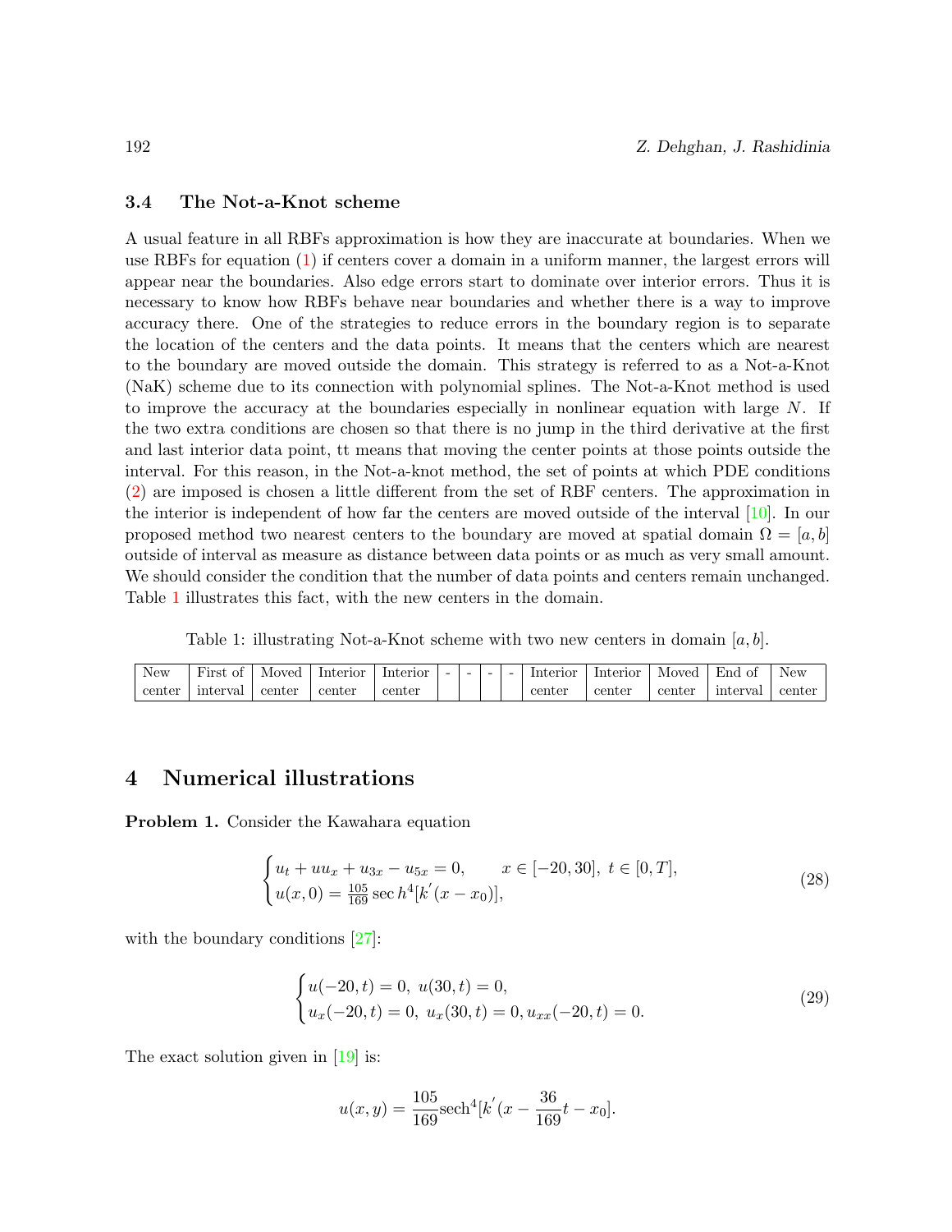### 3.4 The Not-a-Knot scheme

A usual feature in all RBFs approximation is how they are inaccurate at boundaries. When we use RBFs for equation (1) if centers cover a domain in a uniform manner, the largest errors will appear near the boundaries. Also edge errors start to dominate over interior errors. Thus it is necessary to know how RBFs behave near boundaries and whether there is a way to improve accuracy there. One of the strategies to reduce errors in the boundary region is to separate the location of the centers and the data points. It means that the centers which are nearest to the boundary are moved outside the domain. This strategy is referred to as a Not-a-Knot (NaK) scheme due to its connection with polynomial splines. The Not-a-Knot method is used to improve the accuracy at the boundaries especially in nonlinear equation with large $N$. If the two extra conditions are chosen so that there is no jump in the third derivative at the first and last interior data point, tt means that moving the center points at those points outside the interval. For this reason, in the Not-a-knot method, the set of points at which PDE conditions (2) are imposed is chosen a little different from the set of RBF centers. The approximation in the interior is independent of how far the centers are moved outside of the interval [10]. In our proposed method two nearest centers to the boundary are moved at spatial domain $\Omega = [a, b]$ outside of interval as measure as distance between data points or as much as very small amount. We should consider the condition that the number of data points and centers remain unchanged. Table 1 illustrates this fact, with the new centers in the domain.

Table 1: illustrating Not-a-Knot scheme with two new centers in domain $[a, b]$.

| New center | First of interval | Moved center | Interior center | Interior center | - | - | - | - | Interior center | Interior center | Moved center | End of interval | New center |
|---|---|---|---|---|---|---|---|---|---|---|---|---|---|

## 4 Numerical illustrations

**Problem 1.** Consider the Kawahara equation

$$
\begin{cases} u_t + uu_x + u_{3x} - u_{5x} = 0, & x \in [-20, 30],\ t \in [0, T], \\ u(x, 0) = \frac{105}{169} \sec h^4[k^{'}(x - x_0)], \end{cases} \tag{28}
$$

with the boundary conditions [27]:

$$
\begin{cases} u(-20, t) = 0,\ u(30, t) = 0, \\ u_x(-20, t) = 0,\ u_x(30, t) = 0, u_{xx}(-20, t) = 0. \end{cases} \tag{29}
$$

The exact solution given in [19] is:

$$
u(x, y) = \frac{105}{169} \text{sech}^4[k^{'}(x - \frac{36}{169}t - x_0].
$$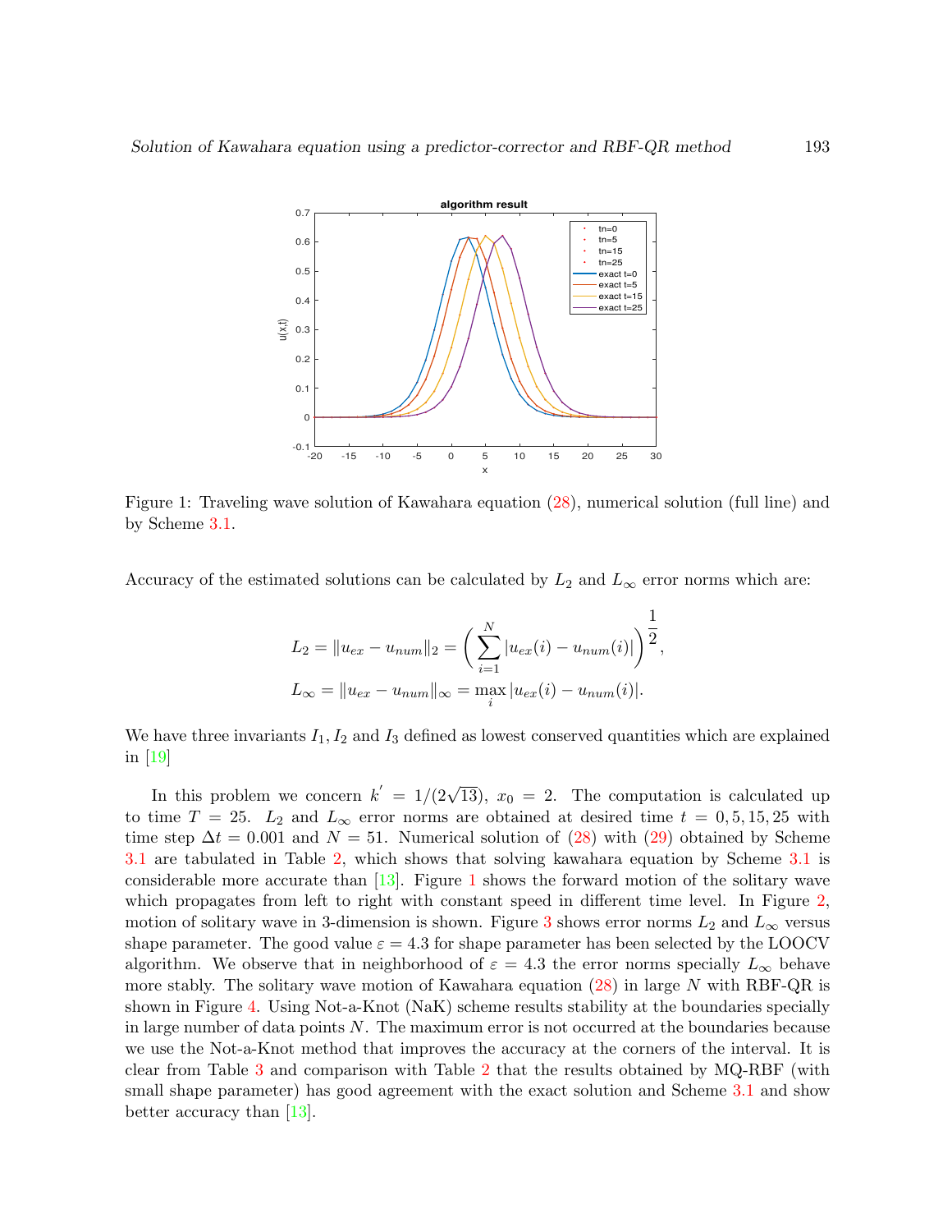Figure 1: Traveling wave solution of Kawahara equation (28), numerical solution (full line) and by Scheme 3.1.

Accuracy of the estimated solutions can be calculated by $L_2$ and $L_\infty$ error norms which are:

$$L_2 = \|u_{ex} - u_{num}\|_2 = \left( \sum_{i=1}^{N} |u_{ex}(i) - u_{num}(i)| \right)^{\frac{1}{2}},$$

$$L_\infty = \|u_{ex} - u_{num}\|_\infty = \max_i |u_{ex}(i) - u_{num}(i)|.$$

We have three invariants $I_1, I_2$ and $I_3$ defined as lowest conserved quantities which are explained in [19]

In this problem we concern $k' = 1/(2\sqrt{13})$, $x_0 = 2$. The computation is calculated up to time $T = 25$. $L_2$ and $L_\infty$ error norms are obtained at desired time $t = 0, 5, 15, 25$ with time step $\Delta t = 0.001$ and $N = 51$. Numerical solution of (28) with (29) obtained by Scheme 3.1 are tabulated in Table 2, which shows that solving kawahara equation by Scheme 3.1 is considerable more accurate than [13]. Figure 1 shows the forward motion of the solitary wave which propagates from left to right with constant speed in different time level. In Figure 2, motion of solitary wave in 3-dimension is shown. Figure 3 shows error norms $L_2$ and $L_\infty$ versus shape parameter. The good value $\varepsilon = 4.3$ for shape parameter has been selected by the LOOCV algorithm. We observe that in neighborhood of $\varepsilon = 4.3$ the error norms specially $L_\infty$ behave more stably. The solitary wave motion of Kawahara equation (28) in large $N$ with RBF-QR is shown in Figure 4. Using Not-a-Knot (NaK) scheme results stability at the boundaries specially in large number of data points $N$. The maximum error is not occurred at the boundaries because we use the Not-a-Knot method that improves the accuracy at the corners of the interval. It is clear from Table 3 and comparison with Table 2 that the results obtained by MQ-RBF (with small shape parameter) has good agreement with the exact solution and Scheme 3.1 and show better accuracy than [13].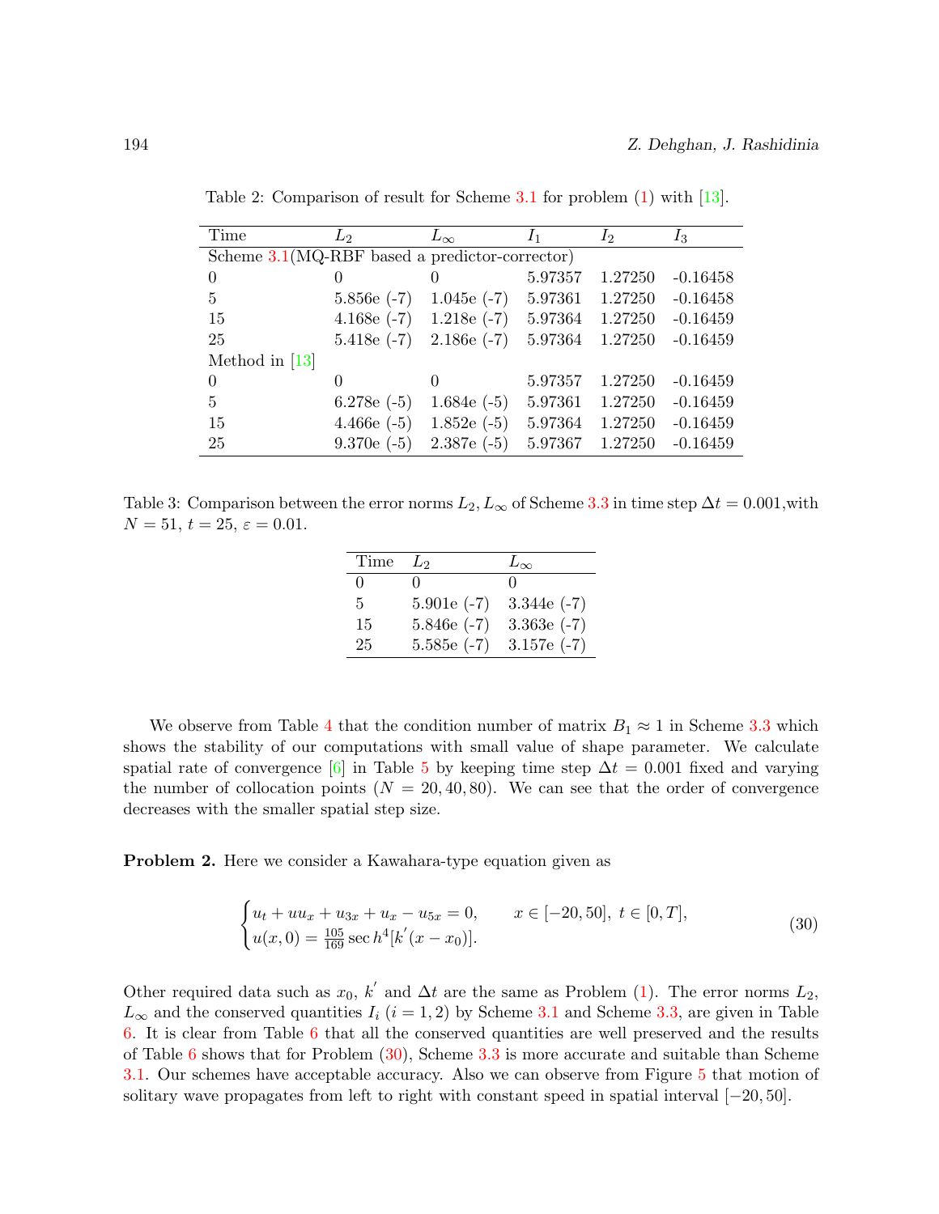Table 2: Comparison of result for Scheme 3.1 for problem (1) with [13].

| Time | $L_2$ | $L_\infty$ | $I_1$ | $I_2$ | $I_3$ |
|---|---|---|---|---|---|
| Scheme 3.1(MQ-RBF based a predictor-corrector) | | | | | |
| 0 | 0 | 0 | 5.97357 | 1.27250 | -0.16458 |
| 5 | 5.856e (-7) | 1.045e (-7) | 5.97361 | 1.27250 | -0.16458 |
| 15 | 4.168e (-7) | 1.218e (-7) | 5.97364 | 1.27250 | -0.16459 |
| 25 | 5.418e (-7) | 2.186e (-7) | 5.97364 | 1.27250 | -0.16459 |
| Method in [13] | | | | | |
| 0 | 0 | 0 | 5.97357 | 1.27250 | -0.16459 |
| 5 | 6.278e (-5) | 1.684e (-5) | 5.97361 | 1.27250 | -0.16459 |
| 15 | 4.466e (-5) | 1.852e (-5) | 5.97364 | 1.27250 | -0.16459 |
| 25 | 9.370e (-5) | 2.387e (-5) | 5.97367 | 1.27250 | -0.16459 |

Table 3: Comparison between the error norms $L_2, L_\infty$ of Scheme 3.3 in time step $\Delta t = 0.001$,with $N = 51$, $t = 25$, $\varepsilon = 0.01$.

| Time | $L_2$ | $L_\infty$ |
|---|---|---|
| 0 | 0 | 0 |
| 5 | 5.901e (-7) | 3.344e (-7) |
| 15 | 5.846e (-7) | 3.363e (-7) |
| 25 | 5.585e (-7) | 3.157e (-7) |

We observe from Table 4 that the condition number of matrix $B_1 \approx 1$ in Scheme 3.3 which shows the stability of our computations with small value of shape parameter. We calculate spatial rate of convergence [6] in Table 5 by keeping time step $\Delta t = 0.001$ fixed and varying the number of collocation points ($N = 20, 40, 80$). We can see that the order of convergence decreases with the smaller spatial step size.

**Problem 2.** Here we consider a Kawahara-type equation given as

$$
\begin{cases} u_t + uu_x + u_{3x} + u_x - u_{5x} = 0, & x \in [-20, 50],\ t \in [0, T], \\ u(x, 0) = \frac{105}{169} \sec h^4[k^{'}(x - x_0)]. \end{cases} \tag{30}
$$

Other required data such as $x_0$, $k^{'}$ and $\Delta t$ are the same as Problem (1). The error norms $L_2$, $L_\infty$ and the conserved quantities $I_i$ $(i = 1, 2)$ by Scheme 3.1 and Scheme 3.3, are given in Table 6. It is clear from Table 6 that all the conserved quantities are well preserved and the results of Table 6 shows that for Problem (30), Scheme 3.3 is more accurate and suitable than Scheme 3.1. Our schemes have acceptable accuracy. Also we can observe from Figure 5 that motion of solitary wave propagates from left to right with constant speed in spatial interval $[-20, 50]$.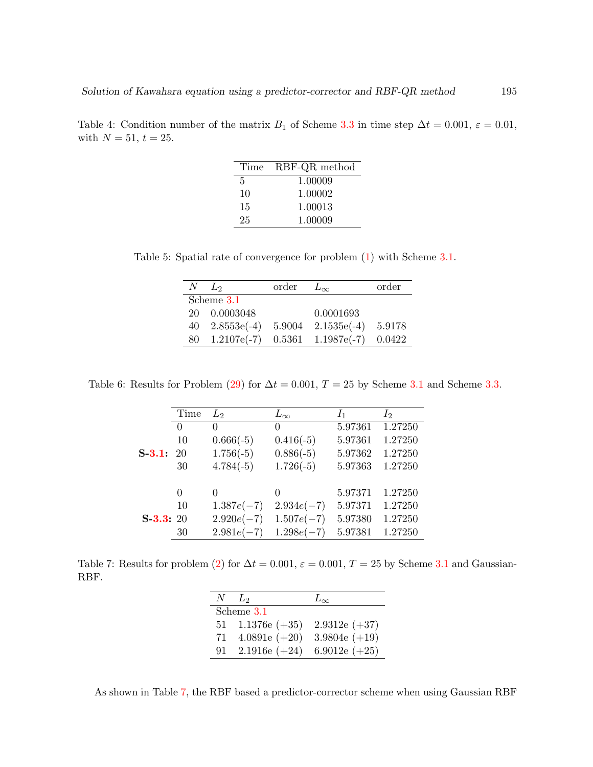Table 4: Condition number of the matrix $B_1$ of Scheme 3.3 in time step $\Delta t = 0.001$, $\varepsilon = 0.01$, with $N = 51$, $t = 25$.

| Time | RBF-QR method |
|---|---|
| 5 | 1.00009 |
| 10 | 1.00002 |
| 15 | 1.00013 |
| 25 | 1.00009 |

Table 5: Spatial rate of convergence for problem (1) with Scheme 3.1.

| $N$ | $L_2$ | order | $L_\infty$ | order |
|---|---|---|---|---|
| Scheme 3.1 | | | | |
| 20 | 0.0003048 | | 0.0001693 | |
| 40 | 2.8553e(-4) | 5.9004 | 2.1535e(-4) | 5.9178 |
| 80 | 1.2107e(-7) | 0.5361 | 1.1987e(-7) | 0.0422 |

Table 6: Results for Problem (29) for $\Delta t = 0.001$, $T = 25$ by Scheme 3.1 and Scheme 3.3.

| | Time | $L_2$ | $L_\infty$ | $I_1$ | $I_2$ |
|---|---|---|---|---|---|
| | 0 | 0 | 0 | 5.97361 | 1.27250 |
| | 10 | 0.666(-5) | 0.416(-5) | 5.97361 | 1.27250 |
| **S-3.1:** | 20 | 1.756(-5) | 0.886(-5) | 5.97362 | 1.27250 |
| | 30 | 4.784(-5) | 1.726(-5) | 5.97363 | 1.27250 |
| | 0 | 0 | 0 | 5.97371 | 1.27250 |
| | 10 | $1.387e(-7)$ | $2.934e(-7)$ | 5.97371 | 1.27250 |
| **S-3.3:** | 20 | $2.920e(-7)$ | $1.507e(-7)$ | 5.97380 | 1.27250 |
| | 30 | $2.981e(-7)$ | $1.298e(-7)$ | 5.97381 | 1.27250 |

Table 7: Results for problem (2) for $\Delta t = 0.001$, $\varepsilon = 0.001$, $T = 25$ by Scheme 3.1 and Gaussian-RBF.

| $N$ | $L_2$ | $L_\infty$ |
|---|---|---|
| Scheme 3.1 | | |
| 51 | 1.1376e (+35) | 2.9312e (+37) |
| 71 | 4.0891e (+20) | 3.9804e (+19) |
| 91 | 2.1916e (+24) | 6.9012e (+25) |

As shown in Table 7, the RBF based a predictor-corrector scheme when using Gaussian RBF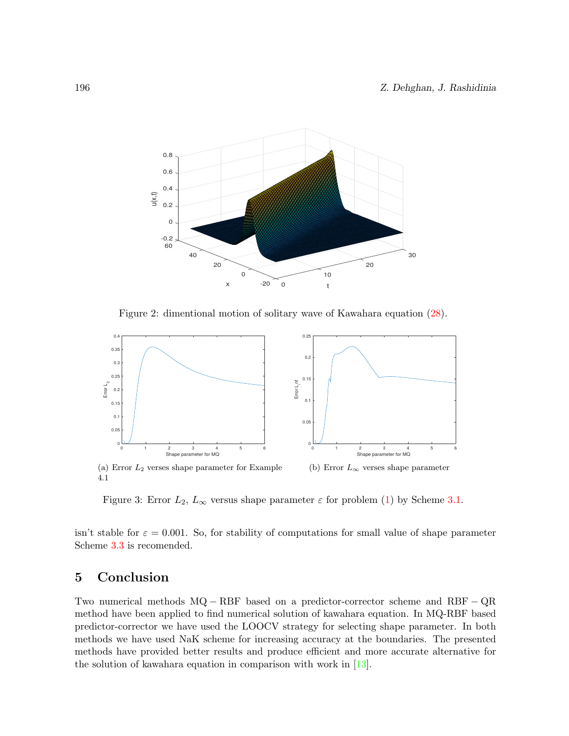Figure 2: dimentional motion of solitary wave of Kawahara equation (28).

(a) Error $L_2$ verses shape parameter for Example 4.1

(b) Error $L_\infty$ verses shape parameter

Figure 3: Error $L_2$, $L_\infty$ versus shape parameter $\varepsilon$ for problem (1) by Scheme 3.1.

isn't stable for $\varepsilon = 0.001$. So, for stability of computations for small value of shape parameter Scheme 3.3 is recomended.

## 5 Conclusion

Two numerical methods $\mathrm{MQ-RBF}$ based on a predictor-corrector scheme and $\mathrm{RBF-QR}$ method have been applied to find numerical solution of kawahara equation. In MQ-RBF based predictor-corrector we have used the LOOCV strategy for selecting shape parameter. In both methods we have used NaK scheme for increasing accuracy at the boundaries. The presented methods have provided better results and produce efficient and more accurate alternative for the solution of kawahara equation in comparison with work in [13].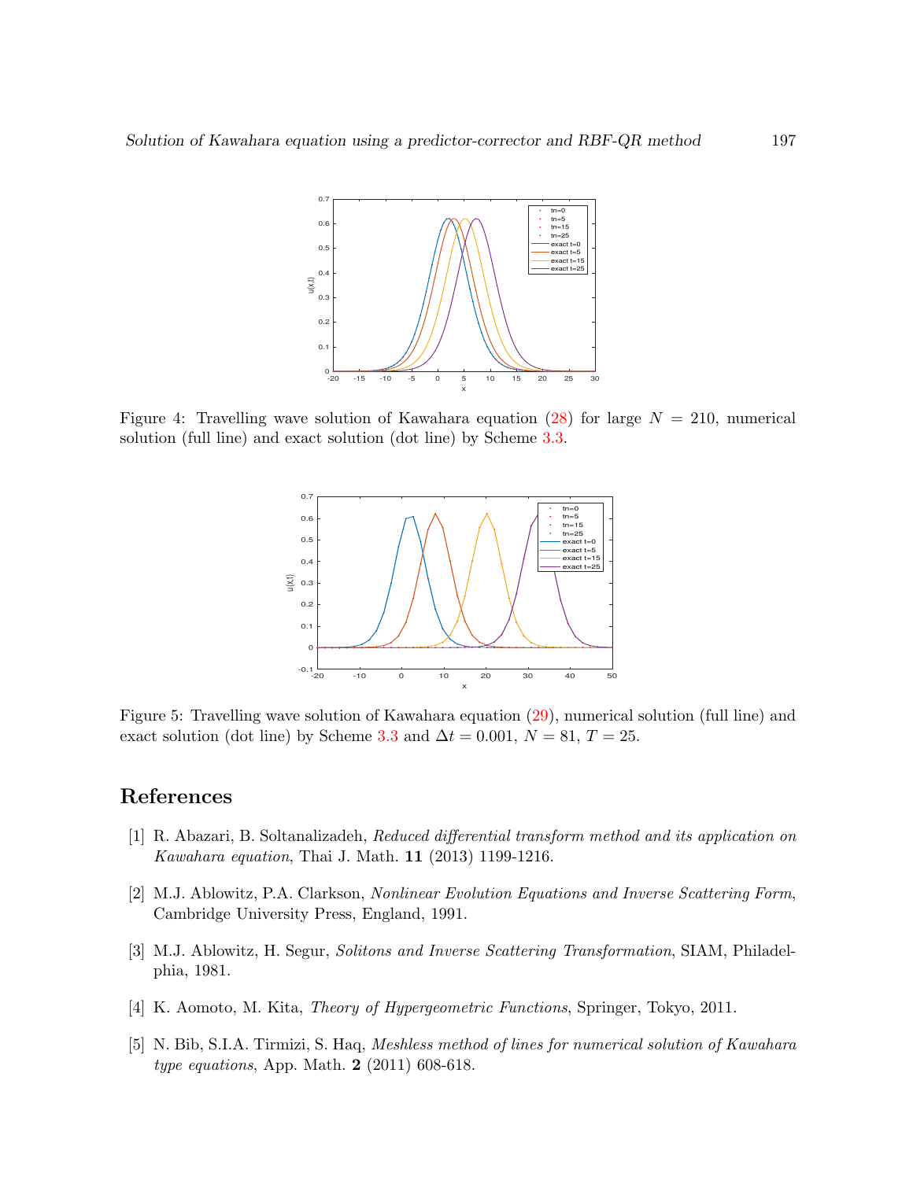Figure 4: Travelling wave solution of Kawahara equation (28) for large $N = 210$, numerical solution (full line) and exact solution (dot line) by Scheme 3.3.

Figure 5: Travelling wave solution of Kawahara equation (29), numerical solution (full line) and exact solution (dot line) by Scheme 3.3 and $\Delta t = 0.001$, $N = 81$, $T = 25$.

# References

[1] R. Abazari, B. Soltanalizadeh, *Reduced differential transform method and its application on Kawahara equation*, Thai J. Math. **11** (2013) 1199-1216.

[2] M.J. Ablowitz, P.A. Clarkson, *Nonlinear Evolution Equations and Inverse Scattering Form*, Cambridge University Press, England, 1991.

[3] M.J. Ablowitz, H. Segur, *Solitons and Inverse Scattering Transformation*, SIAM, Philadelphia, 1981.

[4] K. Aomoto, M. Kita, *Theory of Hypergeometric Functions*, Springer, Tokyo, 2011.

[5] N. Bib, S.I.A. Tirmizi, S. Haq, *Meshless method of lines for numerical solution of Kawahara type equations*, App. Math. **2** (2011) 608-618.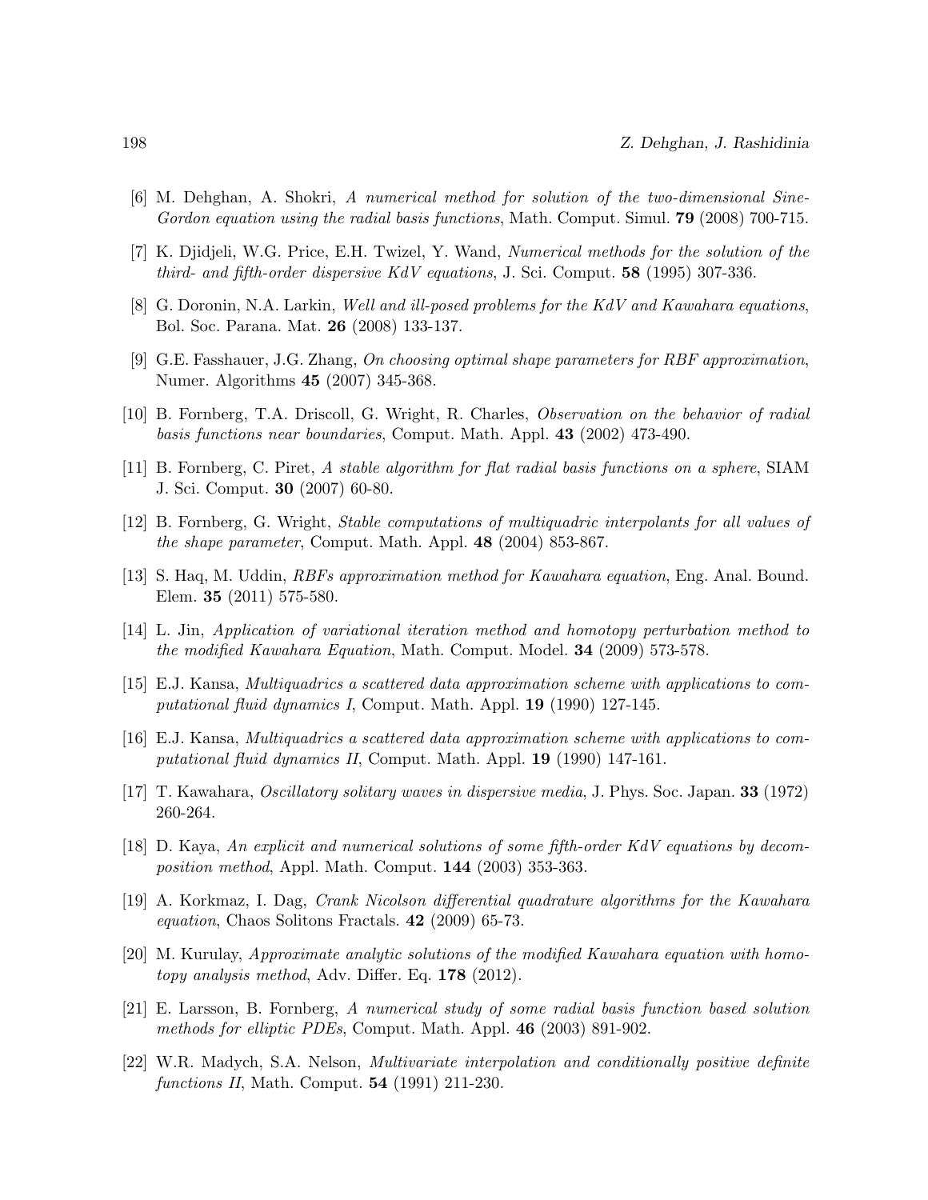[6] M. Dehghan, A. Shokri, *A numerical method for solution of the two-dimensional Sine-Gordon equation using the radial basis functions*, Math. Comput. Simul. **79** (2008) 700-715.

[7] K. Djidjeli, W.G. Price, E.H. Twizel, Y. Wand, *Numerical methods for the solution of the third- and fifth-order dispersive KdV equations*, J. Sci. Comput. **58** (1995) 307-336.

[8] G. Doronin, N.A. Larkin, *Well and ill-posed problems for the KdV and Kawahara equations*, Bol. Soc. Parana. Mat. **26** (2008) 133-137.

[9] G.E. Fasshauer, J.G. Zhang, *On choosing optimal shape parameters for RBF approximation*, Numer. Algorithms **45** (2007) 345-368.

[10] B. Fornberg, T.A. Driscoll, G. Wright, R. Charles, *Observation on the behavior of radial basis functions near boundaries*, Comput. Math. Appl. **43** (2002) 473-490.

[11] B. Fornberg, C. Piret, *A stable algorithm for flat radial basis functions on a sphere*, SIAM J. Sci. Comput. **30** (2007) 60-80.

[12] B. Fornberg, G. Wright, *Stable computations of multiquadric interpolants for all values of the shape parameter*, Comput. Math. Appl. **48** (2004) 853-867.

[13] S. Haq, M. Uddin, *RBFs approximation method for Kawahara equation*, Eng. Anal. Bound. Elem. **35** (2011) 575-580.

[14] L. Jin, *Application of variational iteration method and homotopy perturbation method to the modified Kawahara Equation*, Math. Comput. Model. **34** (2009) 573-578.

[15] E.J. Kansa, *Multiquadrics a scattered data approximation scheme with applications to computational fluid dynamics I*, Comput. Math. Appl. **19** (1990) 127-145.

[16] E.J. Kansa, *Multiquadrics a scattered data approximation scheme with applications to computational fluid dynamics II*, Comput. Math. Appl. **19** (1990) 147-161.

[17] T. Kawahara, *Oscillatory solitary waves in dispersive media*, J. Phys. Soc. Japan. **33** (1972) 260-264.

[18] D. Kaya, *An explicit and numerical solutions of some fifth-order KdV equations by decomposition method*, Appl. Math. Comput. **144** (2003) 353-363.

[19] A. Korkmaz, I. Dag, *Crank Nicolson differential quadrature algorithms for the Kawahara equation*, Chaos Solitons Fractals. **42** (2009) 65-73.

[20] M. Kurulay, *Approximate analytic solutions of the modified Kawahara equation with homotopy analysis method*, Adv. Differ. Eq. **178** (2012).

[21] E. Larsson, B. Fornberg, *A numerical study of some radial basis function based solution methods for elliptic PDEs*, Comput. Math. Appl. **46** (2003) 891-902.

[22] W.R. Madych, S.A. Nelson, *Multivariate interpolation and conditionally positive definite functions II*, Math. Comput. **54** (1991) 211-230.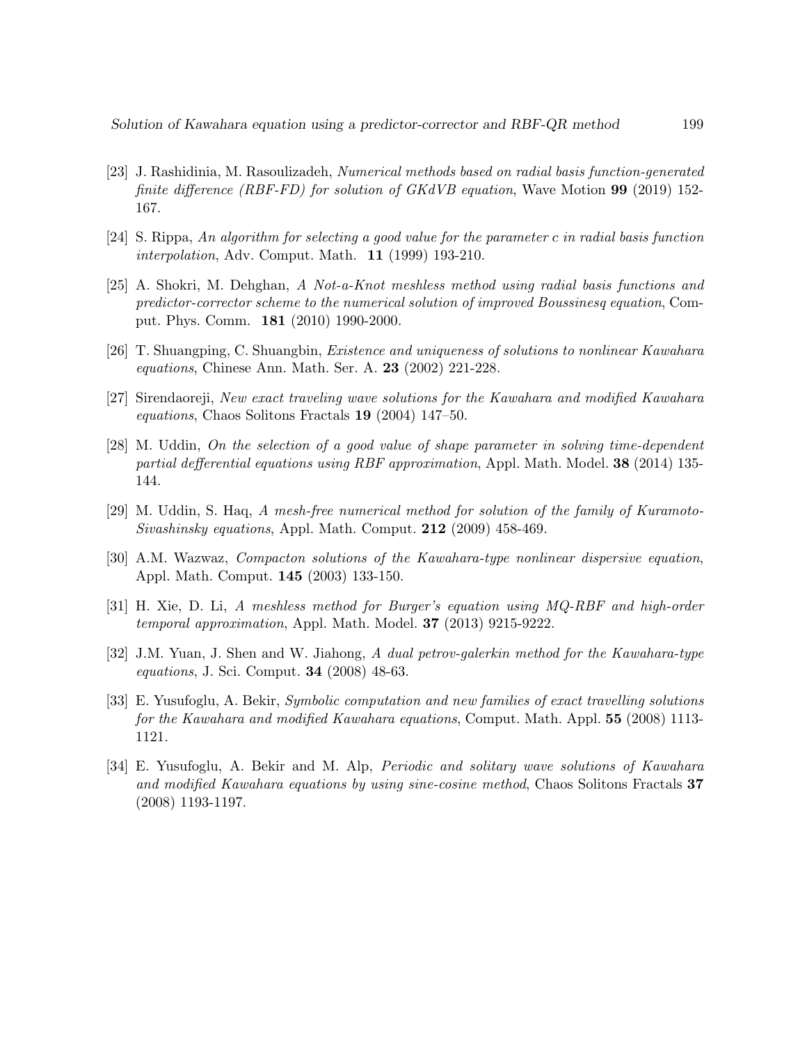[23] J. Rashidinia, M. Rasoulizadeh, *Numerical methods based on radial basis function-generated finite difference (RBF-FD) for solution of GKdVB equation*, Wave Motion **99** (2019) 152-167.

[24] S. Rippa, *An algorithm for selecting a good value for the parameter c in radial basis function interpolation*, Adv. Comput. Math. **11** (1999) 193-210.

[25] A. Shokri, M. Dehghan, *A Not-a-Knot meshless method using radial basis functions and predictor-corrector scheme to the numerical solution of improved Boussinesq equation*, Comput. Phys. Comm. **181** (2010) 1990-2000.

[26] T. Shuangping, C. Shuangbin, *Existence and uniqueness of solutions to nonlinear Kawahara equations*, Chinese Ann. Math. Ser. A. **23** (2002) 221-228.

[27] Sirendaoreji, *New exact traveling wave solutions for the Kawahara and modified Kawahara equations*, Chaos Solitons Fractals **19** (2004) 147–50.

[28] M. Uddin, *On the selection of a good value of shape parameter in solving time-dependent partial defferential equations using RBF approximation*, Appl. Math. Model. **38** (2014) 135-144.

[29] M. Uddin, S. Haq, *A mesh-free numerical method for solution of the family of Kuramoto-Sivashinsky equations*, Appl. Math. Comput. **212** (2009) 458-469.

[30] A.M. Wazwaz, *Compacton solutions of the Kawahara-type nonlinear dispersive equation*, Appl. Math. Comput. **145** (2003) 133-150.

[31] H. Xie, D. Li, *A meshless method for Burger's equation using MQ-RBF and high-order temporal approximation*, Appl. Math. Model. **37** (2013) 9215-9222.

[32] J.M. Yuan, J. Shen and W. Jiahong, *A dual petrov-galerkin method for the Kawahara-type equations*, J. Sci. Comput. **34** (2008) 48-63.

[33] E. Yusufoglu, A. Bekir, *Symbolic computation and new families of exact travelling solutions for the Kawahara and modified Kawahara equations*, Comput. Math. Appl. **55** (2008) 1113-1121.

[34] E. Yusufoglu, A. Bekir and M. Alp, *Periodic and solitary wave solutions of Kawahara and modified Kawahara equations by using sine-cosine method*, Chaos Solitons Fractals **37** (2008) 1193-1197.